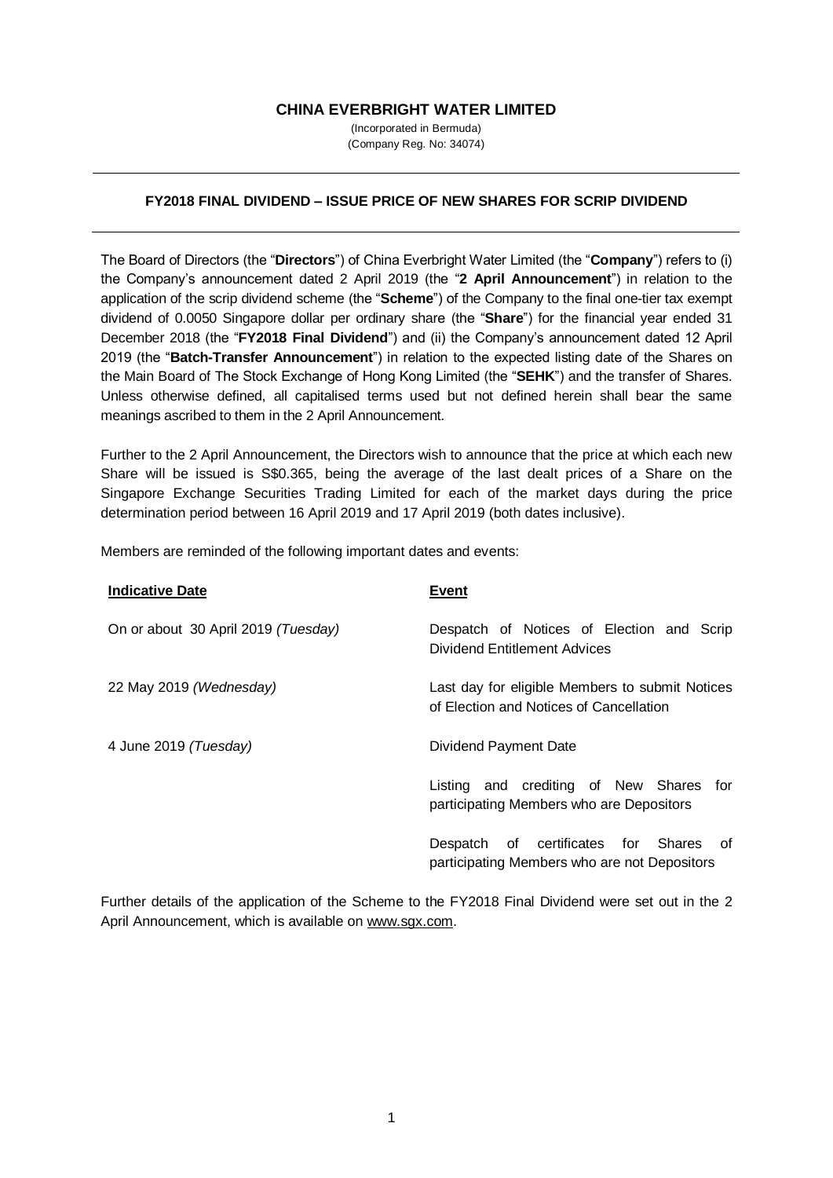# CHINA EVERBRIGHT WATER LIMITED

(Incorporated in Bermuda)
(Company Reg. No: 34074)

## FY2018 FINAL DIVIDEND – ISSUE PRICE OF NEW SHARES FOR SCRIP DIVIDEND

The Board of Directors (the "**Directors**") of China Everbright Water Limited (the "**Company**") refers to (i) the Company's announcement dated 2 April 2019 (the "**2 April Announcement**") in relation to the application of the scrip dividend scheme (the "**Scheme**") of the Company to the final one-tier tax exempt dividend of 0.0050 Singapore dollar per ordinary share (the "**Share**") for the financial year ended 31 December 2018 (the "**FY2018 Final Dividend**") and (ii) the Company's announcement dated 12 April 2019 (the "**Batch-Transfer Announcement**") in relation to the expected listing date of the Shares on the Main Board of The Stock Exchange of Hong Kong Limited (the "**SEHK**") and the transfer of Shares. Unless otherwise defined, all capitalised terms used but not defined herein shall bear the same meanings ascribed to them in the 2 April Announcement.

Further to the 2 April Announcement, the Directors wish to announce that the price at which each new Share will be issued is S$0.365, being the average of the last dealt prices of a Share on the Singapore Exchange Securities Trading Limited for each of the market days during the price determination period between 16 April 2019 and 17 April 2019 (both dates inclusive).

Members are reminded of the following important dates and events:

| Indicative Date | Event |
| --- | --- |
| On or about 30 April 2019 *(Tuesday)* | Despatch of Notices of Election and Scrip Dividend Entitlement Advices |
| 22 May 2019 *(Wednesday)* | Last day for eligible Members to submit Notices of Election and Notices of Cancellation |
| 4 June 2019 *(Tuesday)* | Dividend Payment Date |
| | Listing and crediting of New Shares for participating Members who are Depositors |
| | Despatch of certificates for Shares of participating Members who are not Depositors |

Further details of the application of the Scheme to the FY2018 Final Dividend were set out in the 2 April Announcement, which is available on www.sgx.com.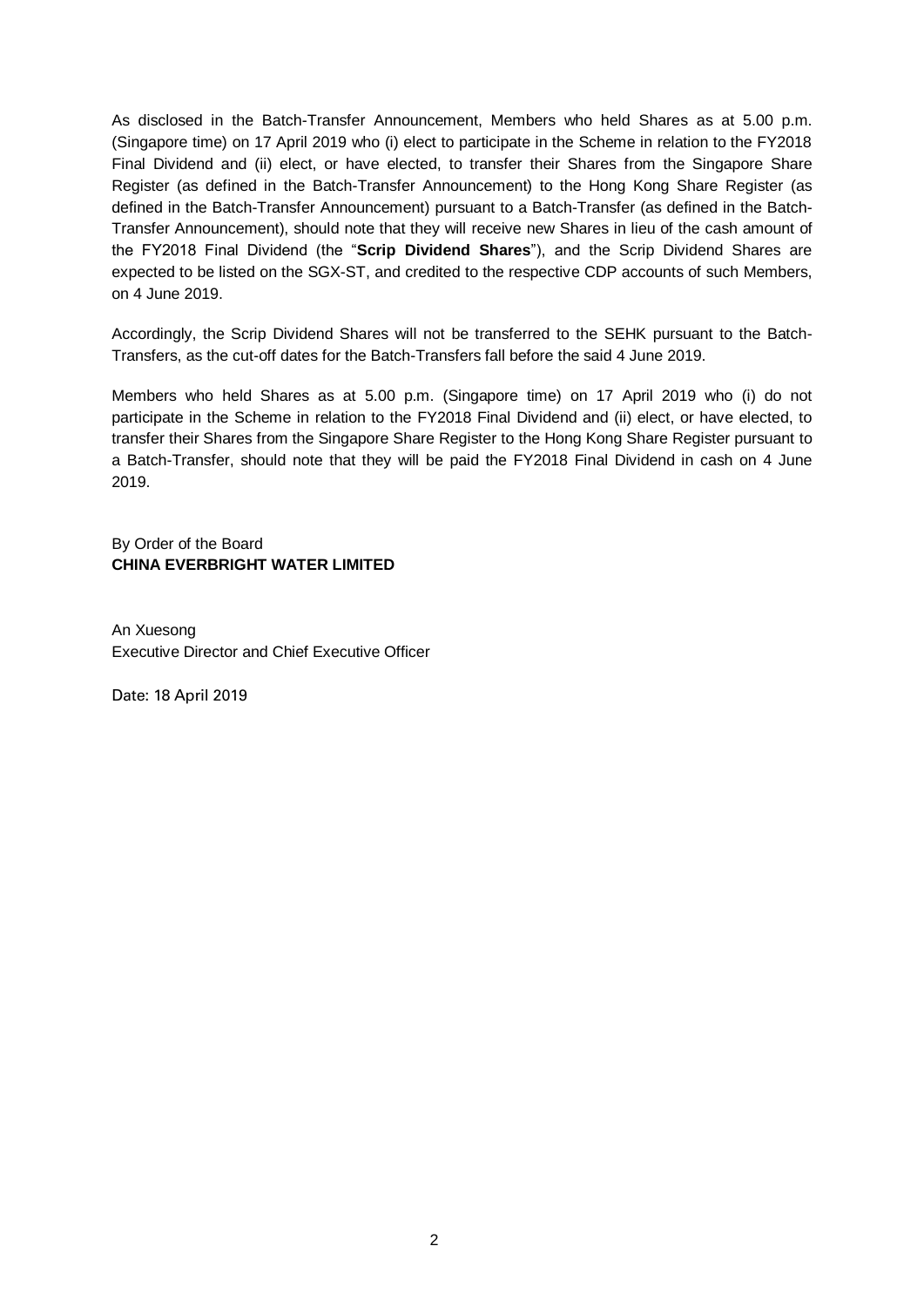As disclosed in the Batch-Transfer Announcement, Members who held Shares as at 5.00 p.m. (Singapore time) on 17 April 2019 who (i) elect to participate in the Scheme in relation to the FY2018 Final Dividend and (ii) elect, or have elected, to transfer their Shares from the Singapore Share Register (as defined in the Batch-Transfer Announcement) to the Hong Kong Share Register (as defined in the Batch-Transfer Announcement) pursuant to a Batch-Transfer (as defined in the Batch-Transfer Announcement), should note that they will receive new Shares in lieu of the cash amount of the FY2018 Final Dividend (the "**Scrip Dividend Shares**"), and the Scrip Dividend Shares are expected to be listed on the SGX-ST, and credited to the respective CDP accounts of such Members, on 4 June 2019.

Accordingly, the Scrip Dividend Shares will not be transferred to the SEHK pursuant to the Batch-Transfers, as the cut-off dates for the Batch-Transfers fall before the said 4 June 2019.

Members who held Shares as at 5.00 p.m. (Singapore time) on 17 April 2019 who (i) do not participate in the Scheme in relation to the FY2018 Final Dividend and (ii) elect, or have elected, to transfer their Shares from the Singapore Share Register to the Hong Kong Share Register pursuant to a Batch-Transfer, should note that they will be paid the FY2018 Final Dividend in cash on 4 June 2019.

By Order of the Board
**CHINA EVERBRIGHT WATER LIMITED**

An Xuesong
Executive Director and Chief Executive Officer

Date: 18 April 2019